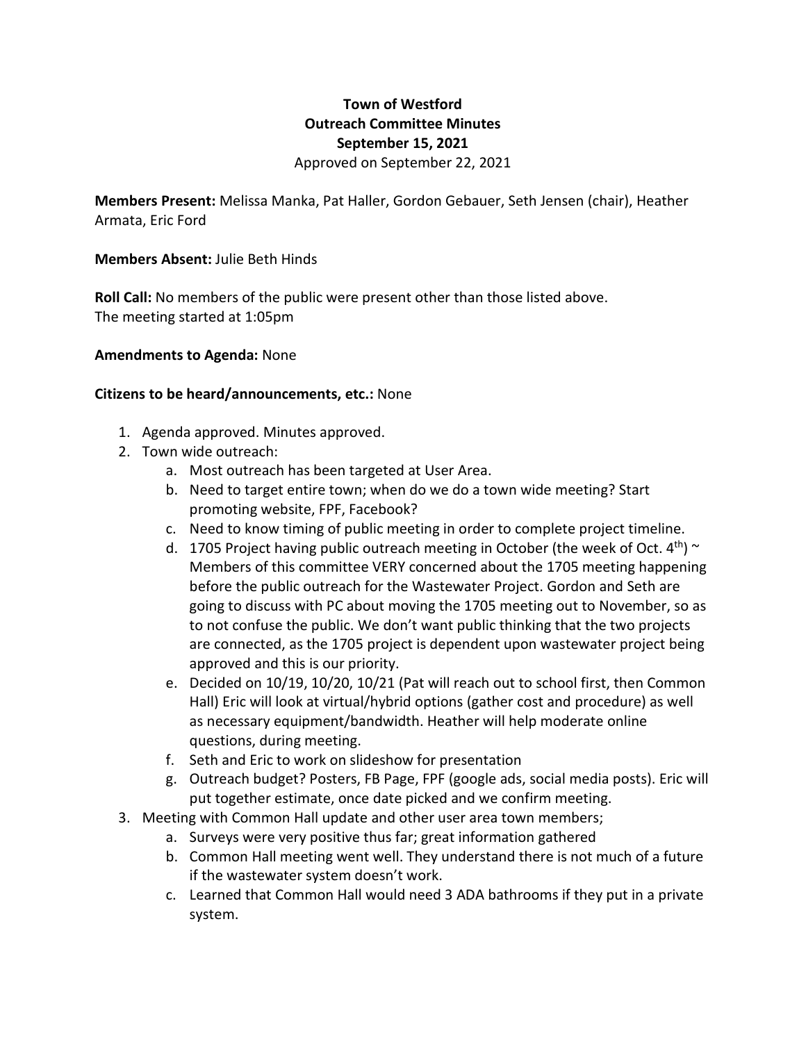**Town of Westford**
**Outreach Committee Minutes**
**September 15, 2021**
Approved on September 22, 2021

**Members Present:** Melissa Manka, Pat Haller, Gordon Gebauer, Seth Jensen (chair), Heather Armata, Eric Ford

**Members Absent:** Julie Beth Hinds

**Roll Call:** No members of the public were present other than those listed above.
The meeting started at 1:05pm

**Amendments to Agenda:** None

**Citizens to be heard/announcements, etc.:** None

1. Agenda approved. Minutes approved.
2. Town wide outreach:
   a. Most outreach has been targeted at User Area.
   b. Need to target entire town; when do we do a town wide meeting? Start promoting website, FPF, Facebook?
   c. Need to know timing of public meeting in order to complete project timeline.
   d. 1705 Project having public outreach meeting in October (the week of Oct. 4th) ~ Members of this committee VERY concerned about the 1705 meeting happening before the public outreach for the Wastewater Project. Gordon and Seth are going to discuss with PC about moving the 1705 meeting out to November, so as to not confuse the public. We don't want public thinking that the two projects are connected, as the 1705 project is dependent upon wastewater project being approved and this is our priority.
   e. Decided on 10/19, 10/20, 10/21 (Pat will reach out to school first, then Common Hall) Eric will look at virtual/hybrid options (gather cost and procedure) as well as necessary equipment/bandwidth. Heather will help moderate online questions, during meeting.
   f. Seth and Eric to work on slideshow for presentation
   g. Outreach budget? Posters, FB Page, FPF (google ads, social media posts). Eric will put together estimate, once date picked and we confirm meeting.
3. Meeting with Common Hall update and other user area town members;
   a. Surveys were very positive thus far; great information gathered
   b. Common Hall meeting went well. They understand there is not much of a future if the wastewater system doesn't work.
   c. Learned that Common Hall would need 3 ADA bathrooms if they put in a private system.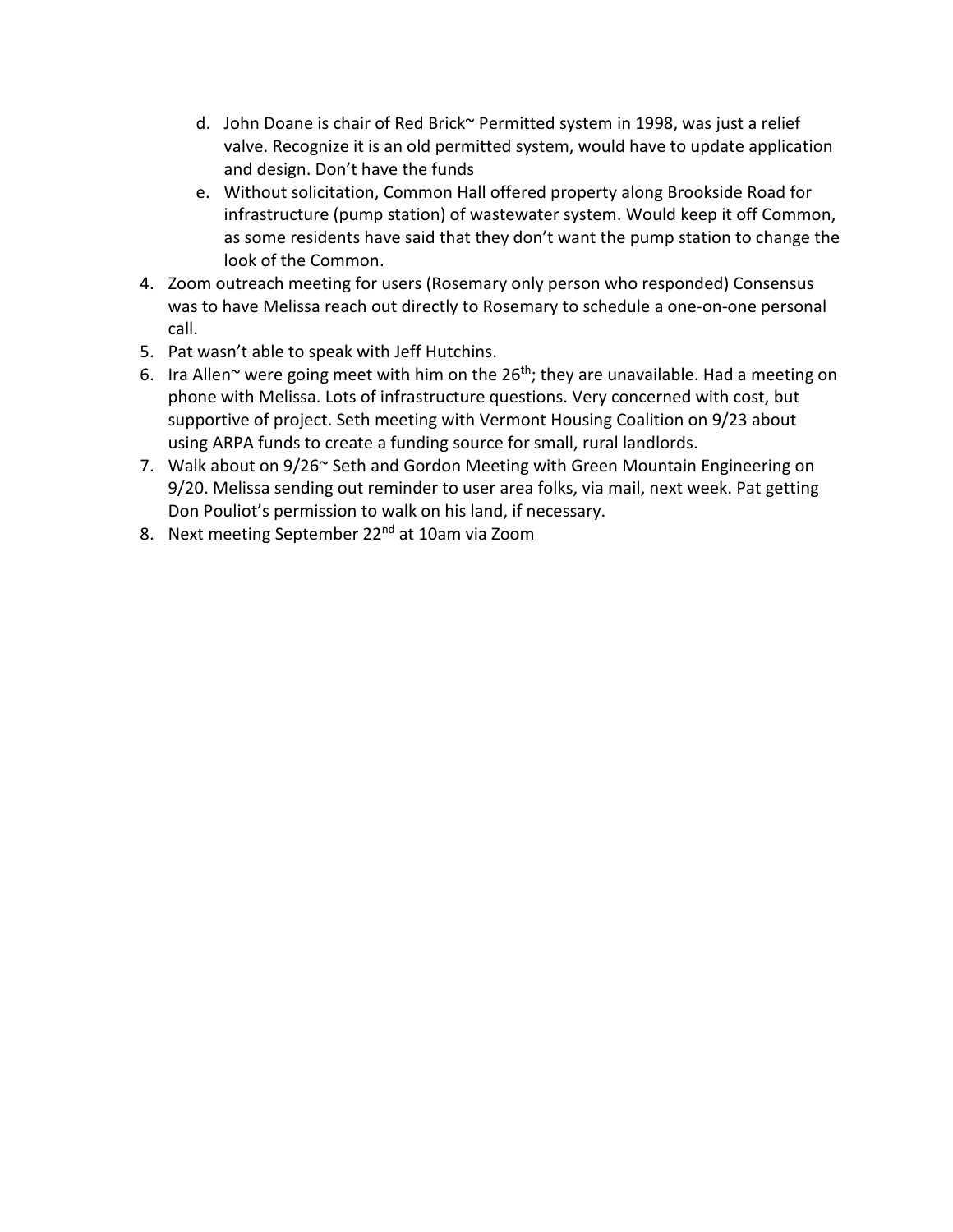d. John Doane is chair of Red Brick~ Permitted system in 1998, was just a relief valve. Recognize it is an old permitted system, would have to update application and design. Don't have the funds
   e. Without solicitation, Common Hall offered property along Brookside Road for infrastructure (pump station) of wastewater system. Would keep it off Common, as some residents have said that they don't want the pump station to change the look of the Common.
4. Zoom outreach meeting for users (Rosemary only person who responded) Consensus was to have Melissa reach out directly to Rosemary to schedule a one-on-one personal call.
5. Pat wasn't able to speak with Jeff Hutchins.
6. Ira Allen~ were going meet with him on the 26th; they are unavailable. Had a meeting on phone with Melissa. Lots of infrastructure questions. Very concerned with cost, but supportive of project. Seth meeting with Vermont Housing Coalition on 9/23 about using ARPA funds to create a funding source for small, rural landlords.
7. Walk about on 9/26~ Seth and Gordon Meeting with Green Mountain Engineering on 9/20. Melissa sending out reminder to user area folks, via mail, next week. Pat getting Don Pouliot's permission to walk on his land, if necessary.
8. Next meeting September 22nd at 10am via Zoom